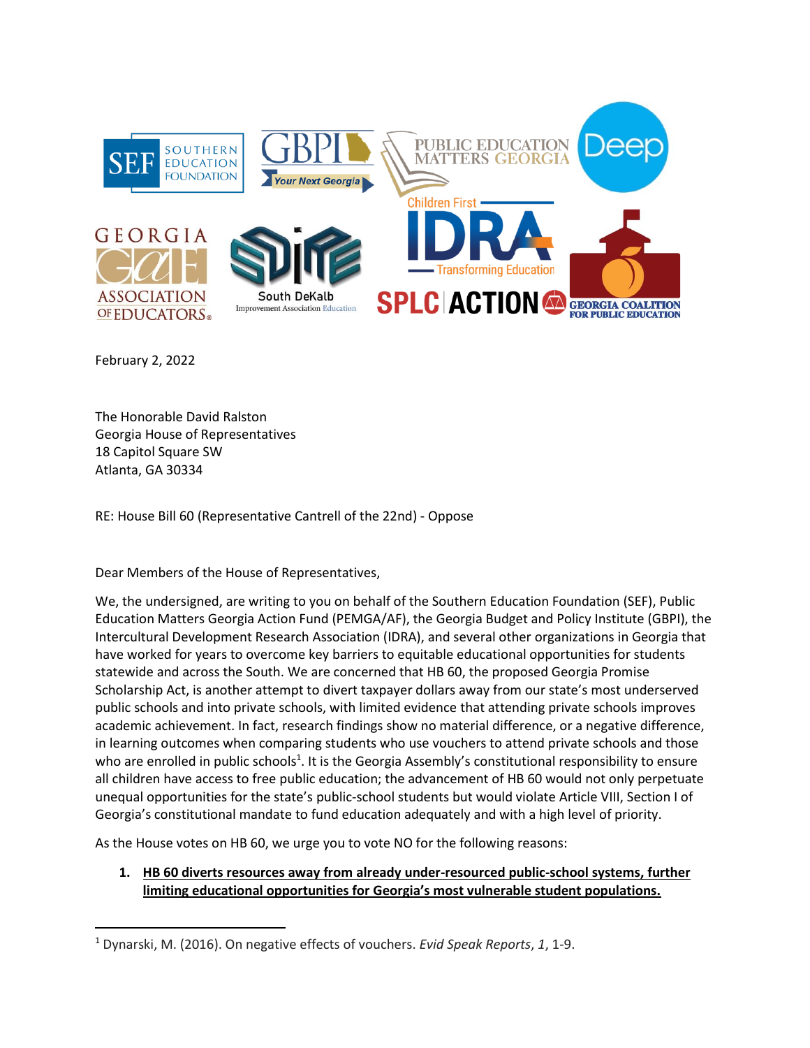February 2, 2022

The Honorable David Ralston
Georgia House of Representatives
18 Capitol Square SW
Atlanta, GA 30334

RE: House Bill 60 (Representative Cantrell of the 22nd) - Oppose

Dear Members of the House of Representatives,

We, the undersigned, are writing to you on behalf of the Southern Education Foundation (SEF), Public Education Matters Georgia Action Fund (PEMGA/AF), the Georgia Budget and Policy Institute (GBPI), the Intercultural Development Research Association (IDRA), and several other organizations in Georgia that have worked for years to overcome key barriers to equitable educational opportunities for students statewide and across the South. We are concerned that HB 60, the proposed Georgia Promise Scholarship Act, is another attempt to divert taxpayer dollars away from our state's most underserved public schools and into private schools, with limited evidence that attending private schools improves academic achievement. In fact, research findings show no material difference, or a negative difference, in learning outcomes when comparing students who use vouchers to attend private schools and those who are enrolled in public schools[1]. It is the Georgia Assembly's constitutional responsibility to ensure all children have access to free public education; the advancement of HB 60 would not only perpetuate unequal opportunities for the state's public-school students but would violate Article VIII, Section I of Georgia's constitutional mandate to fund education adequately and with a high level of priority.

As the House votes on HB 60, we urge you to vote NO for the following reasons:

1. **HB 60 diverts resources away from already under-resourced public-school systems, further limiting educational opportunities for Georgia's most vulnerable student populations.**

[1] Dynarski, M. (2016). On negative effects of vouchers. *Evid Speak Reports*, *1*, 1-9.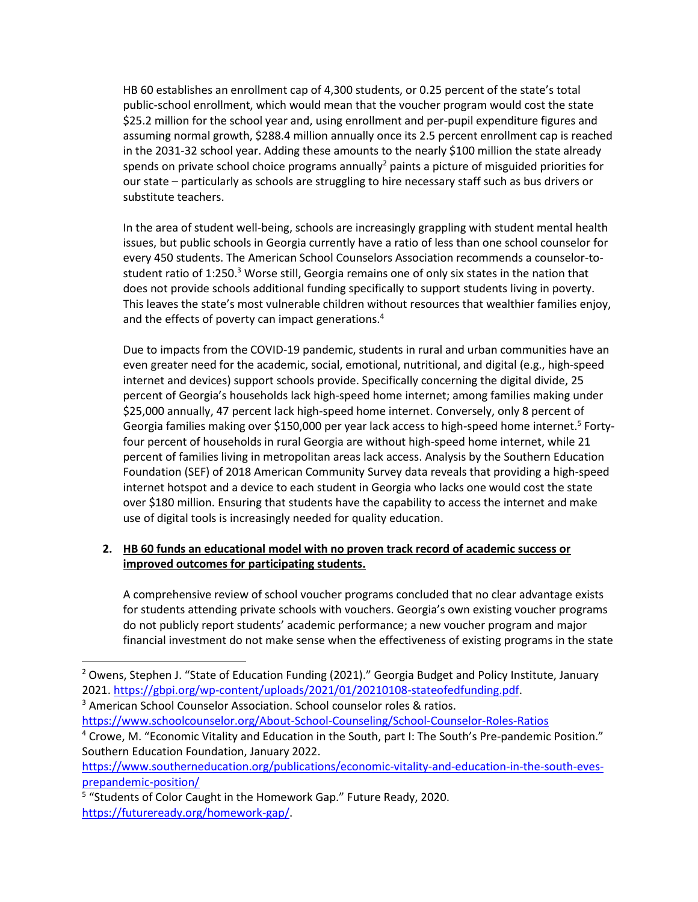HB 60 establishes an enrollment cap of 4,300 students, or 0.25 percent of the state's total public-school enrollment, which would mean that the voucher program would cost the state $25.2 million for the school year and, using enrollment and per-pupil expenditure figures and assuming normal growth, $288.4 million annually once its 2.5 percent enrollment cap is reached in the 2031-32 school year. Adding these amounts to the nearly $100 million the state already spends on private school choice programs annually[2] paints a picture of misguided priorities for our state – particularly as schools are struggling to hire necessary staff such as bus drivers or substitute teachers.

In the area of student well-being, schools are increasingly grappling with student mental health issues, but public schools in Georgia currently have a ratio of less than one school counselor for every 450 students. The American School Counselors Association recommends a counselor-to-student ratio of 1:250.[3] Worse still, Georgia remains one of only six states in the nation that does not provide schools additional funding specifically to support students living in poverty. This leaves the state's most vulnerable children without resources that wealthier families enjoy, and the effects of poverty can impact generations.[4]

Due to impacts from the COVID-19 pandemic, students in rural and urban communities have an even greater need for the academic, social, emotional, nutritional, and digital (e.g., high-speed internet and devices) support schools provide. Specifically concerning the digital divide, 25 percent of Georgia's households lack high-speed home internet; among families making under $25,000 annually, 47 percent lack high-speed home internet. Conversely, only 8 percent of Georgia families making over $150,000 per year lack access to high-speed home internet.[5] Forty-four percent of households in rural Georgia are without high-speed home internet, while 21 percent of families living in metropolitan areas lack access. Analysis by the Southern Education Foundation (SEF) of 2018 American Community Survey data reveals that providing a high-speed internet hotspot and a device to each student in Georgia who lacks one would cost the state over $180 million. Ensuring that students have the capability to access the internet and make use of digital tools is increasingly needed for quality education.

2. **<u>HB 60 funds an educational model with no proven track record of academic success or improved outcomes for participating students.</u>**

A comprehensive review of school voucher programs concluded that no clear advantage exists for students attending private schools with vouchers. Georgia's own existing voucher programs do not publicly report students' academic performance; a new voucher program and major financial investment do not make sense when the effectiveness of existing programs in the state

---

[2] Owens, Stephen J. "State of Education Funding (2021)." Georgia Budget and Policy Institute, January 2021. https://gbpi.org/wp-content/uploads/2021/01/20210108-stateofedfunding.pdf.

[3] American School Counselor Association. School counselor roles & ratios. https://www.schoolcounselor.org/About-School-Counseling/School-Counselor-Roles-Ratios

[4] Crowe, M. "Economic Vitality and Education in the South, part I: The South's Pre-pandemic Position." Southern Education Foundation, January 2022. https://www.southerneducation.org/publications/economic-vitality-and-education-in-the-south-eves-prepandemic-position/

[5] "Students of Color Caught in the Homework Gap." Future Ready, 2020. https://futureready.org/homework-gap/.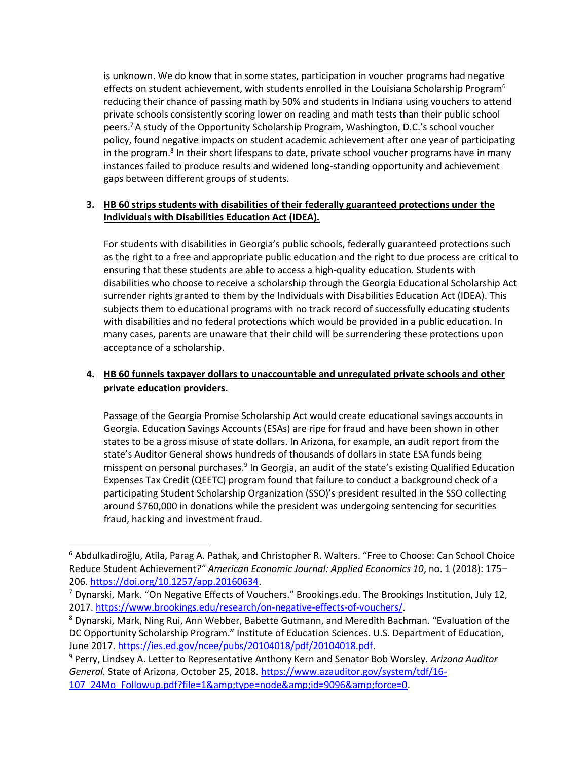is unknown. We do know that in some states, participation in voucher programs had negative effects on student achievement, with students enrolled in the Louisiana Scholarship Program[6] reducing their chance of passing math by 50% and students in Indiana using vouchers to attend private schools consistently scoring lower on reading and math tests than their public school peers.[7] A study of the Opportunity Scholarship Program, Washington, D.C.'s school voucher policy, found negative impacts on student academic achievement after one year of participating in the program.[8] In their short lifespans to date, private school voucher programs have in many instances failed to produce results and widened long-standing opportunity and achievement gaps between different groups of students.

3. **<u>HB 60 strips students with disabilities of their federally guaranteed protections under the Individuals with Disabilities Education Act (IDEA).</u>**

   For students with disabilities in Georgia's public schools, federally guaranteed protections such as the right to a free and appropriate public education and the right to due process are critical to ensuring that these students are able to access a high-quality education. Students with disabilities who choose to receive a scholarship through the Georgia Educational Scholarship Act surrender rights granted to them by the Individuals with Disabilities Education Act (IDEA). This subjects them to educational programs with no track record of successfully educating students with disabilities and no federal protections which would be provided in a public education. In many cases, parents are unaware that their child will be surrendering these protections upon acceptance of a scholarship.

4. **<u>HB 60 funnels taxpayer dollars to unaccountable and unregulated private schools and other private education providers.</u>**

   Passage of the Georgia Promise Scholarship Act would create educational savings accounts in Georgia. Education Savings Accounts (ESAs) are ripe for fraud and have been shown in other states to be a gross misuse of state dollars. In Arizona, for example, an audit report from the state's Auditor General shows hundreds of thousands of dollars in state ESA funds being misspent on personal purchases.[9] In Georgia, an audit of the state's existing Qualified Education Expenses Tax Credit (QEETC) program found that failure to conduct a background check of a participating Student Scholarship Organization (SSO)'s president resulted in the SSO collecting around $760,000 in donations while the president was undergoing sentencing for securities fraud, hacking and investment fraud.

---

[6] Abdulkadiroğlu, Atila, Parag A. Pathak, and Christopher R. Walters. "Free to Choose: Can School Choice Reduce Student Achievement*?" American Economic Journal: Applied Economics 10*, no. 1 (2018): 175–206. https://doi.org/10.1257/app.20160634.

[7] Dynarski, Mark. "On Negative Effects of Vouchers." Brookings.edu. The Brookings Institution, July 12, 2017. https://www.brookings.edu/research/on-negative-effects-of-vouchers/.

[8] Dynarski, Mark, Ning Rui, Ann Webber, Babette Gutmann, and Meredith Bachman. "Evaluation of the DC Opportunity Scholarship Program." Institute of Education Sciences. U.S. Department of Education, June 2017. https://ies.ed.gov/ncee/pubs/20104018/pdf/20104018.pdf.

[9] Perry, Lindsey A. Letter to Representative Anthony Kern and Senator Bob Worsley. *Arizona Auditor General.* State of Arizona, October 25, 2018. https://www.azauditor.gov/system/tdf/16-107_24Mo_Followup.pdf?file=1&amp;type=node&amp;id=9096&amp;force=0.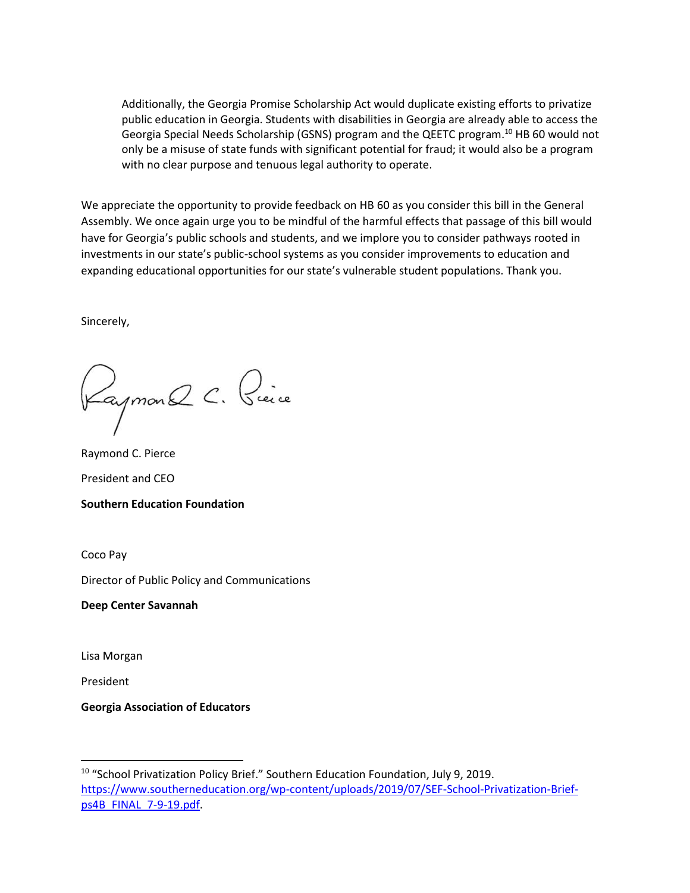> Additionally, the Georgia Promise Scholarship Act would duplicate existing efforts to privatize public education in Georgia. Students with disabilities in Georgia are already able to access the Georgia Special Needs Scholarship (GSNS) program and the QEETC program.[10] HB 60 would not only be a misuse of state funds with significant potential for fraud; it would also be a program with no clear purpose and tenuous legal authority to operate.

We appreciate the opportunity to provide feedback on HB 60 as you consider this bill in the General Assembly. We once again urge you to be mindful of the harmful effects that passage of this bill would have for Georgia's public schools and students, and we implore you to consider pathways rooted in investments in our state's public-school systems as you consider improvements to education and expanding educational opportunities for our state's vulnerable student populations. Thank you.

Sincerely,

Raymond C. Pierce

President and CEO

**Southern Education Foundation**

Coco Pay

Director of Public Policy and Communications

**Deep Center Savannah**

Lisa Morgan

President

**Georgia Association of Educators**

---

[10] "School Privatization Policy Brief." Southern Education Foundation, July 9, 2019. https://www.southerneducation.org/wp-content/uploads/2019/07/SEF-School-Privatization-Brief-ps4B_FINAL_7-9-19.pdf.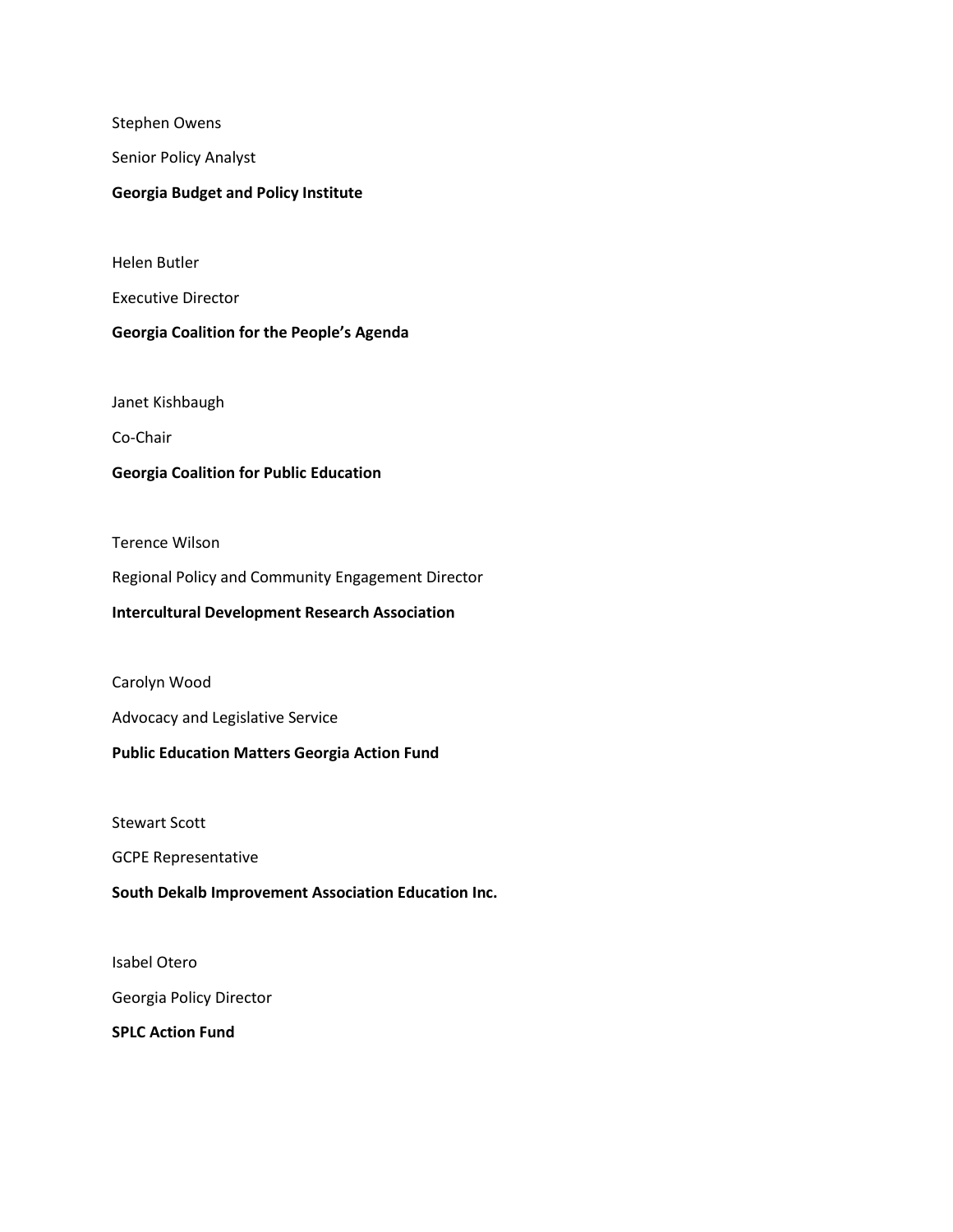Stephen Owens

Senior Policy Analyst

**Georgia Budget and Policy Institute**

Helen Butler

Executive Director

**Georgia Coalition for the People's Agenda**

Janet Kishbaugh

Co-Chair

**Georgia Coalition for Public Education**

Terence Wilson

Regional Policy and Community Engagement Director

**Intercultural Development Research Association**

Carolyn Wood

Advocacy and Legislative Service

**Public Education Matters Georgia Action Fund**

Stewart Scott

GCPE Representative

**South Dekalb Improvement Association Education Inc.**

Isabel Otero

Georgia Policy Director

**SPLC Action Fund**